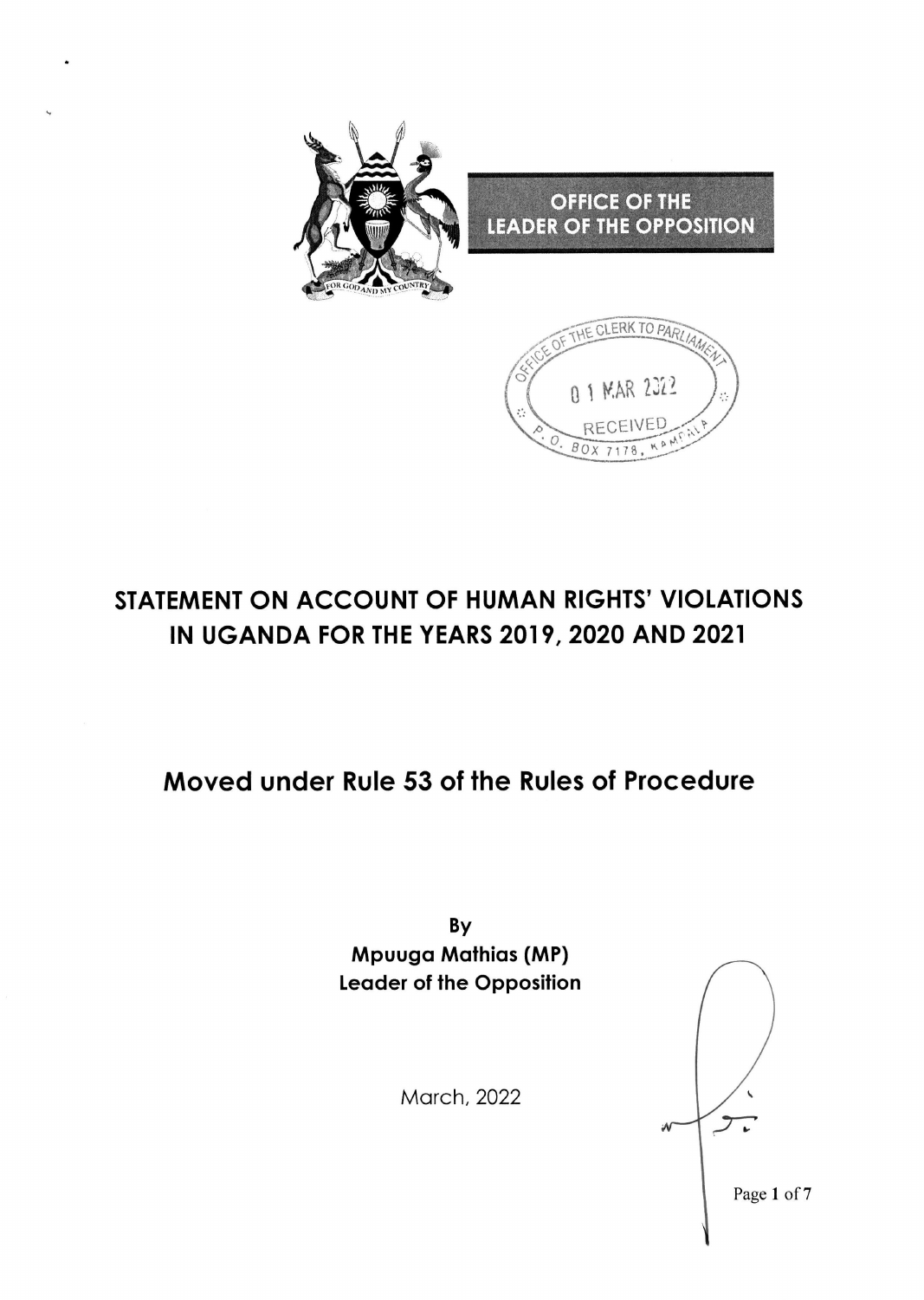**OFFICE OF THE LEADER OF THE OPPOSITION**

OFFICE OF THE CLERK TO PARLIAMENT
01 MAR 2022
RECEIVED
P.O. BOX 7178, KAMPALA

# STATEMENT ON ACCOUNT OF HUMAN RIGHTS' VIOLATIONS IN UGANDA FOR THE YEARS 2019, 2020 AND 2021

## Moved under Rule 53 of the Rules of Procedure

**By**
**Mpuuga Mathias (MP)**
**Leader of the Opposition**

March, 2022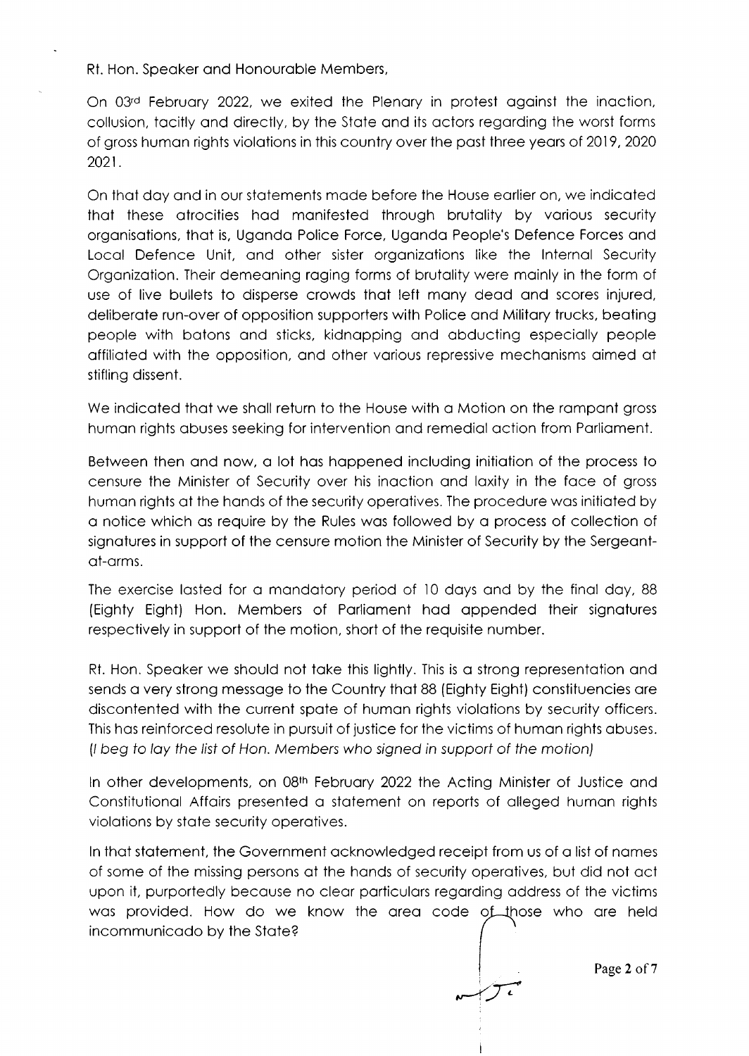Rt. Hon. Speaker and Honourable Members,

On 03rd February 2022, we exited the Plenary in protest against the inaction, collusion, tacitly and directly, by the State and its actors regarding the worst forms of gross human rights violations in this country over the past three years of 2019, 2020 2021.

On that day and in our statements made before the House earlier on, we indicated that these atrocities had manifested through brutality by various security organisations, that is, Uganda Police Force, Uganda People's Defence Forces and Local Defence Unit, and other sister organizations like the Internal Security Organization. Their demeaning raging forms of brutality were mainly in the form of use of live bullets to disperse crowds that left many dead and scores injured, deliberate run-over of opposition supporters with Police and Military trucks, beating people with batons and sticks, kidnapping and abducting especially people affiliated with the opposition, and other various repressive mechanisms aimed at stifling dissent.

We indicated that we shall return to the House with a Motion on the rampant gross human rights abuses seeking for intervention and remedial action from Parliament.

Between then and now, a lot has happened including initiation of the process to censure the Minister of Security over his inaction and laxity in the face of gross human rights at the hands of the security operatives. The procedure was initiated by a notice which as require by the Rules was followed by a process of collection of signatures in support of the censure motion the Minister of Security by the Sergeant-at-arms.

The exercise lasted for a mandatory period of 10 days and by the final day, 88 (Eighty Eight) Hon. Members of Parliament had appended their signatures respectively in support of the motion, short of the requisite number.

Rt. Hon. Speaker we should not take this lightly. This is a strong representation and sends a very strong message to the Country that 88 (Eighty Eight) constituencies are discontented with the current spate of human rights violations by security officers. This has reinforced resolute in pursuit of justice for the victims of human rights abuses. *(I beg to lay the list of Hon. Members who signed in support of the motion)*

In other developments, on 08th February 2022 the Acting Minister of Justice and Constitutional Affairs presented a statement on reports of alleged human rights violations by state security operatives.

In that statement, the Government acknowledged receipt from us of a list of names of some of the missing persons at the hands of security operatives, but did not act upon it, purportedly because no clear particulars regarding address of the victims was provided. How do we know the area code of those who are held incommunicado by the State?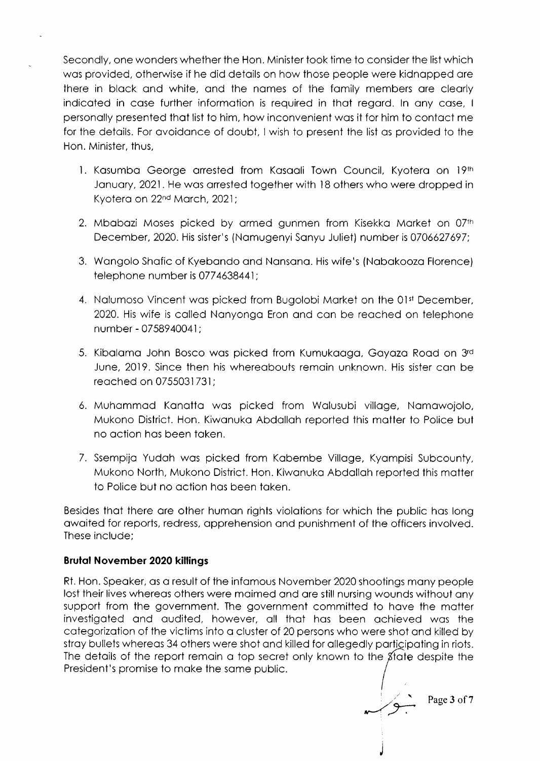Secondly, one wonders whether the Hon. Minister took time to consider the list which was provided, otherwise if he did details on how those people were kidnapped are there in black and white, and the names of the family members are clearly indicated in case further information is required in that regard. In any case, I personally presented that list to him, how inconvenient was it for him to contact me for the details. For avoidance of doubt, I wish to present the list as provided to the Hon. Minister, thus,

1. Kasumba George arrested from Kasaali Town Council, Kyotera on 19th January, 2021. He was arrested together with 18 others who were dropped in Kyotera on 22nd March, 2021;
2. Mbabazi Moses picked by armed gunmen from Kisekka Market on 07th December, 2020. His sister's (Namugenyi Sanyu Juliet) number is 0706627697;
3. Wangolo Shafic of Kyebando and Nansana. His wife's (Nabakooza Florence) telephone number is 0774638441;
4. Nalumoso Vincent was picked from Bugolobi Market on the 01st December, 2020. His wife is called Nanyonga Eron and can be reached on telephone number - 0758940041;
5. Kibalama John Bosco was picked from Kumukaaga, Gayaza Road on 3rd June, 2019. Since then his whereabouts remain unknown. His sister can be reached on 0755031731;
6. Muhammad Kanatta was picked from Walusubi village, Namawojolo, Mukono District. Hon. Kiwanuka Abdallah reported this matter to Police but no action has been taken.
7. Ssempija Yudah was picked from Kabembe Village, Kyampisi Subcounty, Mukono North, Mukono District. Hon. Kiwanuka Abdallah reported this matter to Police but no action has been taken.

Besides that there are other human rights violations for which the public has long awaited for reports, redress, apprehension and punishment of the officers involved. These include;

**Brutal November 2020 killings**

Rt. Hon. Speaker, as a result of the infamous November 2020 shootings many people lost their lives whereas others were maimed and are still nursing wounds without any support from the government. The government committed to have the matter investigated and audited, however, all that has been achieved was the categorization of the victims into a cluster of 20 persons who were shot and killed by stray bullets whereas 34 others were shot and killed for allegedly participating in riots. The details of the report remain a top secret only known to the State despite the President's promise to make the same public.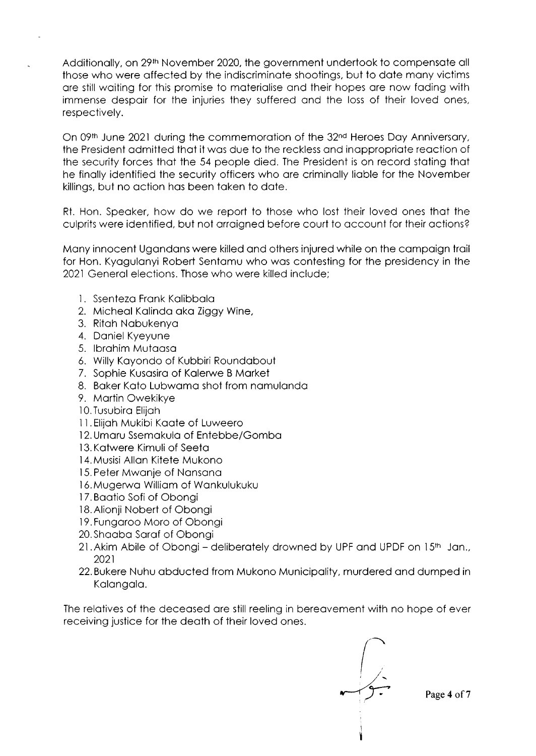Additionally, on 29th November 2020, the government undertook to compensate all those who were affected by the indiscriminate shootings, but to date many victims are still waiting for this promise to materialise and their hopes are now fading with immense despair for the injuries they suffered and the loss of their loved ones, respectively.

On 09th June 2021 during the commemoration of the 32nd Heroes Day Anniversary, the President admitted that it was due to the reckless and inappropriate reaction of the security forces that the 54 people died. The President is on record stating that he finally identified the security officers who are criminally liable for the November killings, but no action has been taken to date.

Rt. Hon. Speaker, how do we report to those who lost their loved ones that the culprits were identified, but not arraigned before court to account for their actions?

Many innocent Ugandans were killed and others injured while on the campaign trail for Hon. Kyagulanyi Robert Sentamu who was contesting for the presidency in the 2021 General elections. Those who were killed include;

1. Ssenteza Frank Kalibbala
2. Micheal Kalinda aka Ziggy Wine,
3. Ritah Nabukenya
4. Daniel Kyeyune
5. Ibrahim Mutaasa
6. Willy Kayondo of Kubbiri Roundabout
7. Sophie Kusasira of Kalerwe B Market
8. Baker Kato Lubwama shot from namulanda
9. Martin Owekikye
10. Tusubira Elijah
11. Elijah Mukibi Kaate of Luweero
12. Umaru Ssemakula of Entebbe/Gomba
13. Katwere Kimuli of Seeta
14. Musisi Allan Kitete Mukono
15. Peter Mwanje of Nansana
16. Mugerwa William of Wankulukuku
17. Baatio Sofi of Obongi
18. Alionji Nobert of Obongi
19. Fungaroo Moro of Obongi
20. Shaaba Saraf of Obongi
21. Akim Abile of Obongi – deliberately drowned by UPF and UPDF on 15th Jan., 2021
22. Bukere Nuhu abducted from Mukono Municipality, murdered and dumped in Kalangala.

The relatives of the deceased are still reeling in bereavement with no hope of ever receiving justice for the death of their loved ones.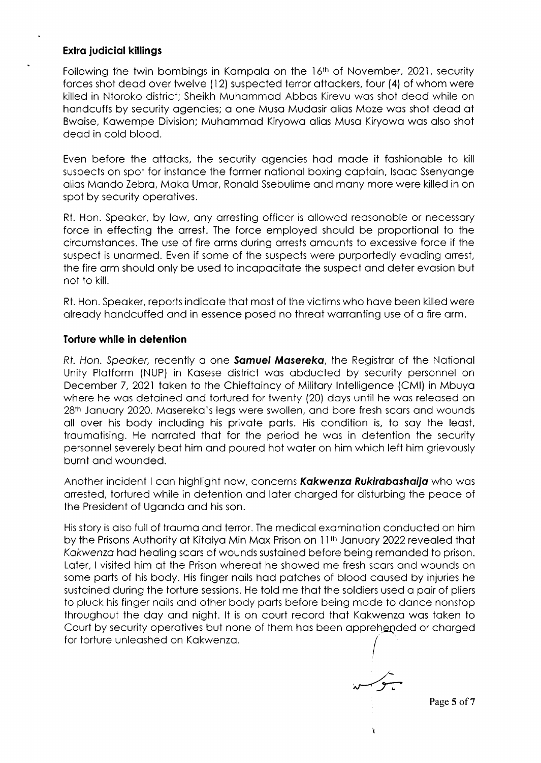### **Extra judicial killings**

Following the twin bombings in Kampala on the 16th of November, 2021, security forces shot dead over twelve (12) suspected terror attackers, four (4) of whom were killed in Ntoroko district; Sheikh Muhammad Abbas Kirevu was shot dead while on handcuffs by security agencies; a one Musa Mudasir alias Moze was shot dead at Bwaise, Kawempe Division; Muhammad Kiryowa alias Musa Kiryowa was also shot dead in cold blood.

Even before the attacks, the security agencies had made it fashionable to kill suspects on spot for instance the former national boxing captain, Isaac Ssenyange alias Mando Zebra, Maka Umar, Ronald Ssebulime and many more were killed in on spot by security operatives.

Rt. Hon. Speaker, by law, any arresting officer is allowed reasonable or necessary force in effecting the arrest. The force employed should be proportional to the circumstances. The use of fire arms during arrests amounts to excessive force if the suspect is unarmed. Even if some of the suspects were purportedly evading arrest, the fire arm should only be used to incapacitate the suspect and deter evasion but not to kill.

Rt. Hon. Speaker, reports indicate that most of the victims who have been killed were already handcuffed and in essence posed no threat warranting use of a fire arm.

### **Torture while in detention**

*Rt. Hon. Speaker,* recently a one ***Samuel Masereka***, the Registrar of the National Unity Platform (NUP) in Kasese district was abducted by security personnel on December 7, 2021 taken to the Chieftaincy of Military Intelligence (CMI) in Mbuya where he was detained and tortured for twenty (20) days until he was released on 28th January 2020. Masereka's legs were swollen, and bore fresh scars and wounds all over his body including his private parts. His condition is, to say the least, traumatising. He narrated that for the period he was in detention the security personnel severely beat him and poured hot water on him which left him grievously burnt and wounded.

Another incident I can highlight now, concerns ***Kakwenza Rukirabashaija*** who was arrested, tortured while in detention and later charged for disturbing the peace of the President of Uganda and his son.

His story is also full of trauma and terror. The medical examination conducted on him by the Prisons Authority at Kitalya Min Max Prison on 11th January 2022 revealed that *Kakwenza* had healing scars of wounds sustained before being remanded to prison. Later, I visited him at the Prison whereat he showed me fresh scars and wounds on some parts of his body. His finger nails had patches of blood caused by injuries he sustained during the torture sessions. He told me that the soldiers used a pair of pliers to pluck his finger nails and other body parts before being made to dance nonstop throughout the day and night. It is on court record that Kakwenza was taken to Court by security operatives but none of them has been apprehended or charged for torture unleashed on Kakwenza.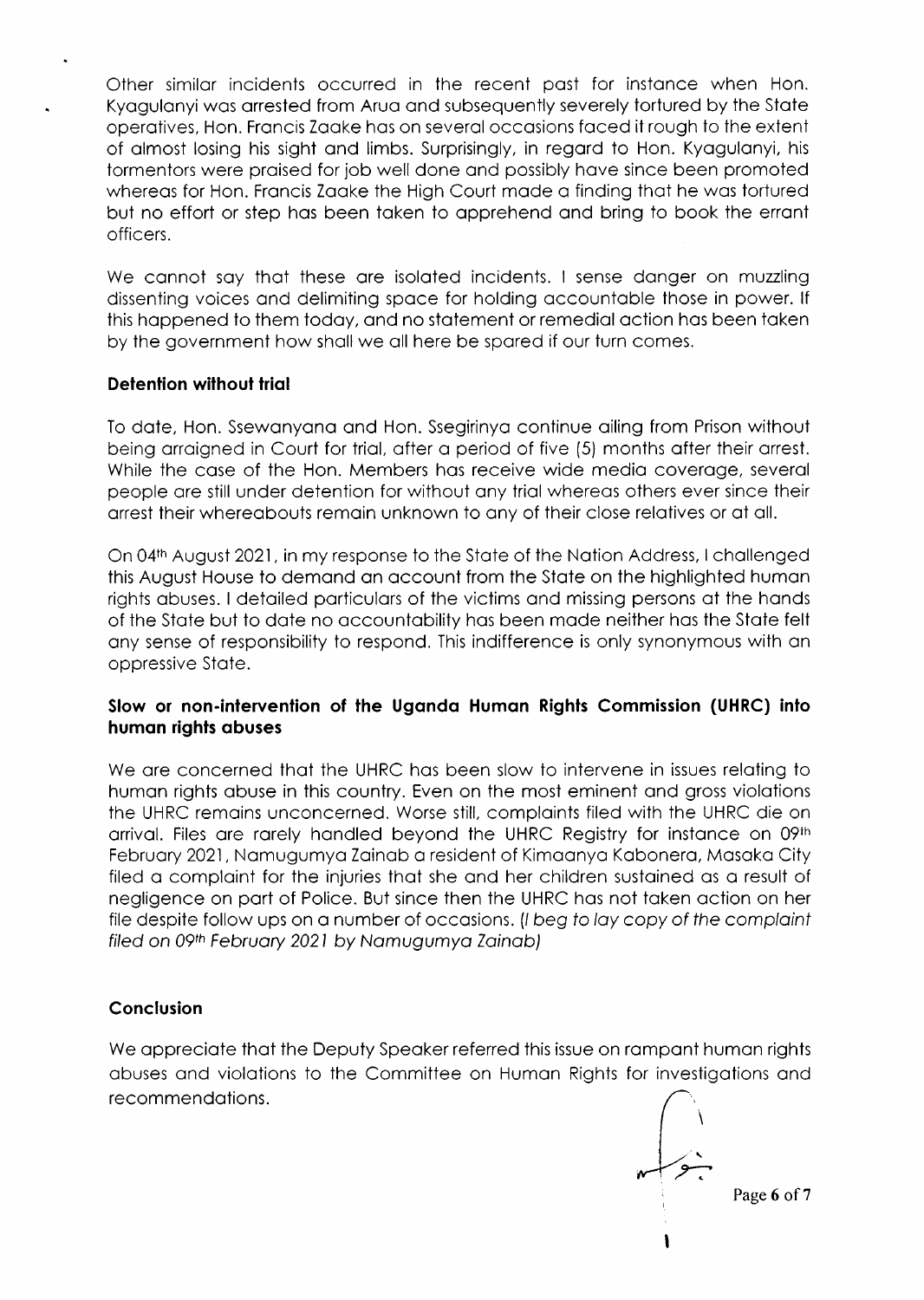Other similar incidents occurred in the recent past for instance when Hon. Kyagulanyi was arrested from Arua and subsequently severely tortured by the State operatives, Hon. Francis Zaake has on several occasions faced it rough to the extent of almost losing his sight and limbs. Surprisingly, in regard to Hon. Kyagulanyi, his tormentors were praised for job well done and possibly have since been promoted whereas for Hon. Francis Zaake the High Court made a finding that he was tortured but no effort or step has been taken to apprehend and bring to book the errant officers.

We cannot say that these are isolated incidents. I sense danger on muzzling dissenting voices and delimiting space for holding accountable those in power. If this happened to them today, and no statement or remedial action has been taken by the government how shall we all here be spared if our turn comes.

**Detention without trial**

To date, Hon. Ssewanyana and Hon. Ssegirinya continue ailing from Prison without being arraigned in Court for trial, after a period of five (5) months after their arrest. While the case of the Hon. Members has receive wide media coverage, several people are still under detention for without any trial whereas others ever since their arrest their whereabouts remain unknown to any of their close relatives or at all.

On 04th August 2021, in my response to the State of the Nation Address, I challenged this August House to demand an account from the State on the highlighted human rights abuses. I detailed particulars of the victims and missing persons at the hands of the State but to date no accountability has been made neither has the State felt any sense of responsibility to respond. This indifference is only synonymous with an oppressive State.

**Slow or non-intervention of the Uganda Human Rights Commission (UHRC) into human rights abuses**

We are concerned that the UHRC has been slow to intervene in issues relating to human rights abuse in this country. Even on the most eminent and gross violations the UHRC remains unconcerned. Worse still, complaints filed with the UHRC die on arrival. Files are rarely handled beyond the UHRC Registry for instance on 09th February 2021, Namugumya Zainab a resident of Kimaanya Kabonera, Masaka City filed a complaint for the injuries that she and her children sustained as a result of negligence on part of Police. But since then the UHRC has not taken action on her file despite follow ups on a number of occasions. *(I beg to lay copy of the complaint filed on 09th February 2021 by Namugumya Zainab)*

**Conclusion**

We appreciate that the Deputy Speaker referred this issue on rampant human rights abuses and violations to the Committee on Human Rights for investigations and recommendations.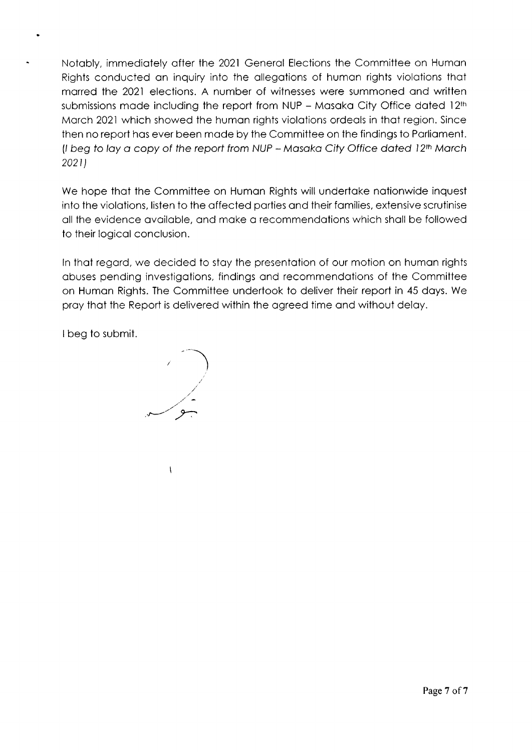Notably, immediately after the 2021 General Elections the Committee on Human Rights conducted an inquiry into the allegations of human rights violations that marred the 2021 elections. A number of witnesses were summoned and written submissions made including the report from NUP – Masaka City Office dated 12th March 2021 which showed the human rights violations ordeals in that region. Since then no report has ever been made by the Committee on the findings to Parliament. *(I beg to lay a copy of the report from NUP – Masaka City Office dated 12th March 2021)*

We hope that the Committee on Human Rights will undertake nationwide inquest into the violations, listen to the affected parties and their families, extensive scrutinise all the evidence available, and make a recommendations which shall be followed to their logical conclusion.

In that regard, we decided to stay the presentation of our motion on human rights abuses pending investigations, findings and recommendations of the Committee on Human Rights. The Committee undertook to deliver their report in 45 days. We pray that the Report is delivered within the agreed time and without delay.

I beg to submit.